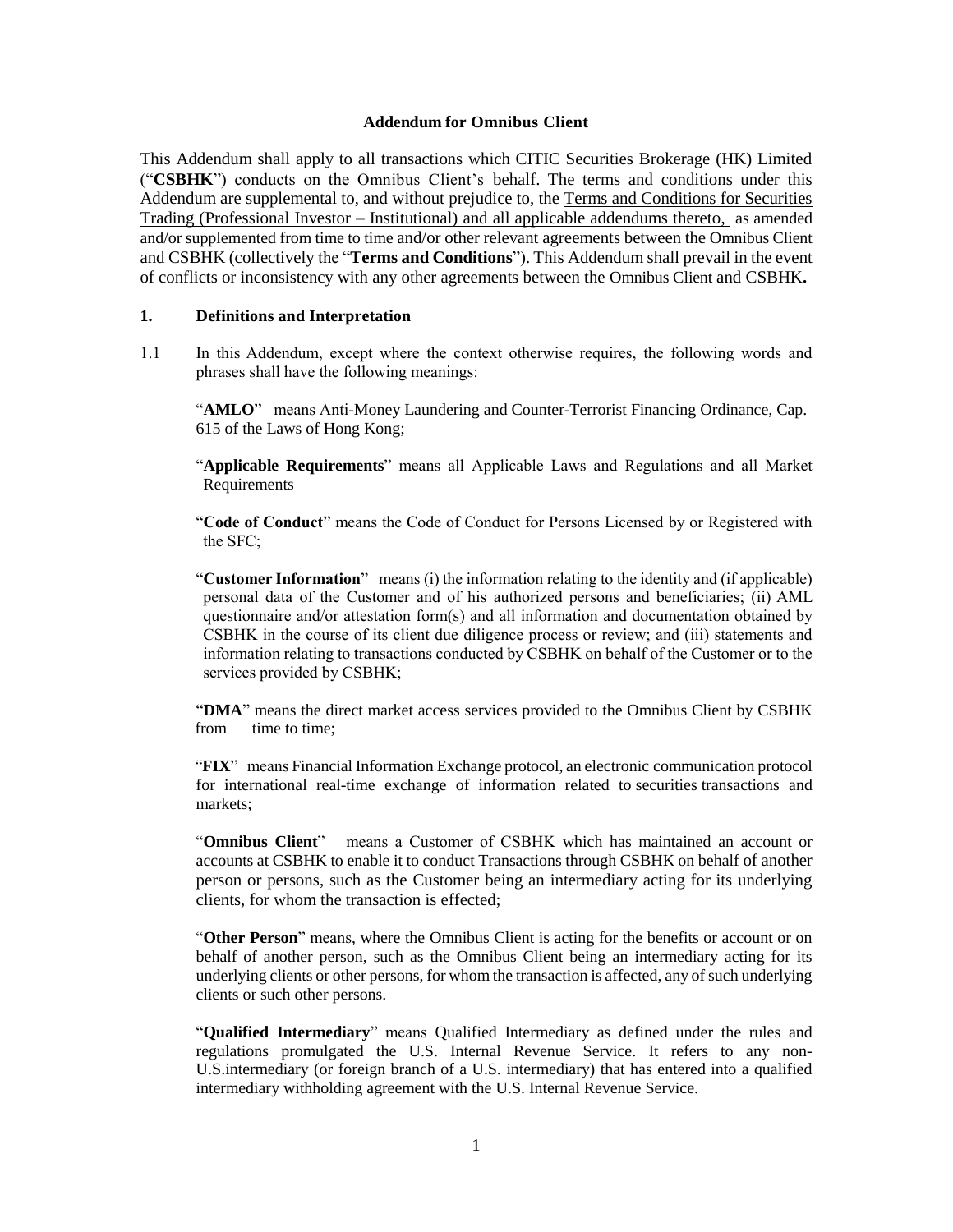**Addendum for Omnibus Client**

This Addendum shall apply to all transactions which CITIC Securities Brokerage (HK) Limited ("**CSBHK**") conducts on the Omnibus Client's behalf. The terms and conditions under this Addendum are supplemental to, and without prejudice to, the Terms and Conditions for Securities Trading (Professional Investor – Institutional) and all applicable addendums thereto, as amended and/or supplemented from time to time and/or other relevant agreements between the Omnibus Client and CSBHK (collectively the "**Terms and Conditions**"). This Addendum shall prevail in the event of conflicts or inconsistency with any other agreements between the Omnibus Client and CSBHK**.**

## 1. Definitions and Interpretation

1.1 In this Addendum, except where the context otherwise requires, the following words and phrases shall have the following meanings:

"**AMLO**" means Anti-Money Laundering and Counter-Terrorist Financing Ordinance, Cap. 615 of the Laws of Hong Kong;

"**Applicable Requirements**" means all Applicable Laws and Regulations and all Market Requirements

"**Code of Conduct**" means the Code of Conduct for Persons Licensed by or Registered with the SFC;

"**Customer Information**" means (i) the information relating to the identity and (if applicable) personal data of the Customer and of his authorized persons and beneficiaries; (ii) AML questionnaire and/or attestation form(s) and all information and documentation obtained by CSBHK in the course of its client due diligence process or review; and (iii) statements and information relating to transactions conducted by CSBHK on behalf of the Customer or to the services provided by CSBHK;

"**DMA**" means the direct market access services provided to the Omnibus Client by CSBHK from time to time;

"**FIX**" means Financial Information Exchange protocol, an electronic communication protocol for international real-time exchange of information related to securities transactions and markets;

"**Omnibus Client**" means a Customer of CSBHK which has maintained an account or accounts at CSBHK to enable it to conduct Transactions through CSBHK on behalf of another person or persons, such as the Customer being an intermediary acting for its underlying clients, for whom the transaction is effected;

"**Other Person**" means, where the Omnibus Client is acting for the benefits or account or on behalf of another person, such as the Omnibus Client being an intermediary acting for its underlying clients or other persons, for whom the transaction is affected, any of such underlying clients or such other persons.

"**Qualified Intermediary**" means Qualified Intermediary as defined under the rules and regulations promulgated the U.S. Internal Revenue Service. It refers to any non-U.S.intermediary (or foreign branch of a U.S. intermediary) that has entered into a qualified intermediary withholding agreement with the U.S. Internal Revenue Service.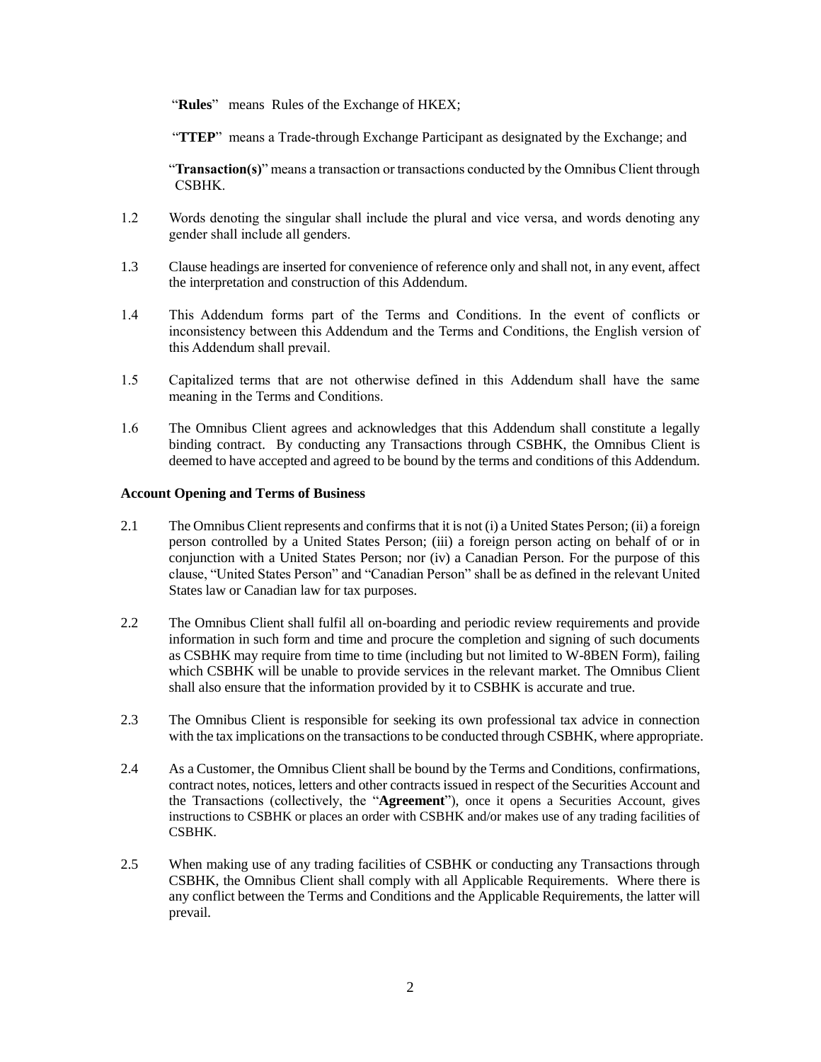"**Rules**" means Rules of the Exchange of HKEX;

"**TTEP**" means a Trade-through Exchange Participant as designated by the Exchange; and

"**Transaction(s)**" means a transaction or transactions conducted by the Omnibus Client through CSBHK.

1.2 Words denoting the singular shall include the plural and vice versa, and words denoting any gender shall include all genders.

1.3 Clause headings are inserted for convenience of reference only and shall not, in any event, affect the interpretation and construction of this Addendum.

1.4 This Addendum forms part of the Terms and Conditions. In the event of conflicts or inconsistency between this Addendum and the Terms and Conditions, the English version of this Addendum shall prevail.

1.5 Capitalized terms that are not otherwise defined in this Addendum shall have the same meaning in the Terms and Conditions.

1.6 The Omnibus Client agrees and acknowledges that this Addendum shall constitute a legally binding contract. By conducting any Transactions through CSBHK, the Omnibus Client is deemed to have accepted and agreed to be bound by the terms and conditions of this Addendum.

**Account Opening and Terms of Business**

2.1 The Omnibus Client represents and confirms that it is not (i) a United States Person; (ii) a foreign person controlled by a United States Person; (iii) a foreign person acting on behalf of or in conjunction with a United States Person; nor (iv) a Canadian Person. For the purpose of this clause, "United States Person" and "Canadian Person" shall be as defined in the relevant United States law or Canadian law for tax purposes.

2.2 The Omnibus Client shall fulfil all on-boarding and periodic review requirements and provide information in such form and time and procure the completion and signing of such documents as CSBHK may require from time to time (including but not limited to W-8BEN Form), failing which CSBHK will be unable to provide services in the relevant market. The Omnibus Client shall also ensure that the information provided by it to CSBHK is accurate and true.

2.3 The Omnibus Client is responsible for seeking its own professional tax advice in connection with the tax implications on the transactions to be conducted through CSBHK, where appropriate.

2.4 As a Customer, the Omnibus Client shall be bound by the Terms and Conditions, confirmations, contract notes, notices, letters and other contracts issued in respect of the Securities Account and the Transactions (collectively, the "**Agreement**"), once it opens a Securities Account, gives instructions to CSBHK or places an order with CSBHK and/or makes use of any trading facilities of CSBHK.

2.5 When making use of any trading facilities of CSBHK or conducting any Transactions through CSBHK, the Omnibus Client shall comply with all Applicable Requirements. Where there is any conflict between the Terms and Conditions and the Applicable Requirements, the latter will prevail.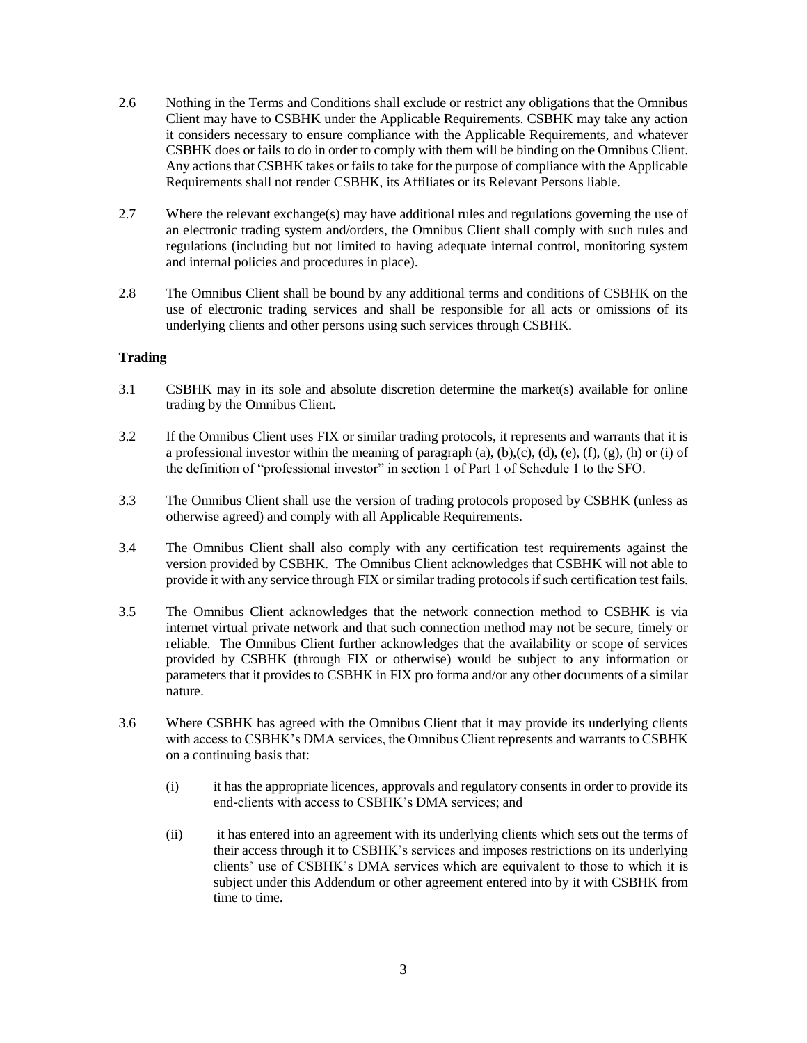2.6 Nothing in the Terms and Conditions shall exclude or restrict any obligations that the Omnibus Client may have to CSBHK under the Applicable Requirements. CSBHK may take any action it considers necessary to ensure compliance with the Applicable Requirements, and whatever CSBHK does or fails to do in order to comply with them will be binding on the Omnibus Client. Any actions that CSBHK takes or fails to take for the purpose of compliance with the Applicable Requirements shall not render CSBHK, its Affiliates or its Relevant Persons liable.

2.7 Where the relevant exchange(s) may have additional rules and regulations governing the use of an electronic trading system and/orders, the Omnibus Client shall comply with such rules and regulations (including but not limited to having adequate internal control, monitoring system and internal policies and procedures in place).

2.8 The Omnibus Client shall be bound by any additional terms and conditions of CSBHK on the use of electronic trading services and shall be responsible for all acts or omissions of its underlying clients and other persons using such services through CSBHK.

**Trading**

3.1 CSBHK may in its sole and absolute discretion determine the market(s) available for online trading by the Omnibus Client.

3.2 If the Omnibus Client uses FIX or similar trading protocols, it represents and warrants that it is a professional investor within the meaning of paragraph (a), (b),(c), (d), (e), (f), (g), (h) or (i) of the definition of "professional investor" in section 1 of Part 1 of Schedule 1 to the SFO.

3.3 The Omnibus Client shall use the version of trading protocols proposed by CSBHK (unless as otherwise agreed) and comply with all Applicable Requirements.

3.4 The Omnibus Client shall also comply with any certification test requirements against the version provided by CSBHK. The Omnibus Client acknowledges that CSBHK will not able to provide it with any service through FIX or similar trading protocols if such certification test fails.

3.5 The Omnibus Client acknowledges that the network connection method to CSBHK is via internet virtual private network and that such connection method may not be secure, timely or reliable. The Omnibus Client further acknowledges that the availability or scope of services provided by CSBHK (through FIX or otherwise) would be subject to any information or parameters that it provides to CSBHK in FIX pro forma and/or any other documents of a similar nature.

3.6 Where CSBHK has agreed with the Omnibus Client that it may provide its underlying clients with access to CSBHK's DMA services, the Omnibus Client represents and warrants to CSBHK on a continuing basis that:

(i) it has the appropriate licences, approvals and regulatory consents in order to provide its end-clients with access to CSBHK's DMA services; and

(ii) it has entered into an agreement with its underlying clients which sets out the terms of their access through it to CSBHK's services and imposes restrictions on its underlying clients' use of CSBHK's DMA services which are equivalent to those to which it is subject under this Addendum or other agreement entered into by it with CSBHK from time to time.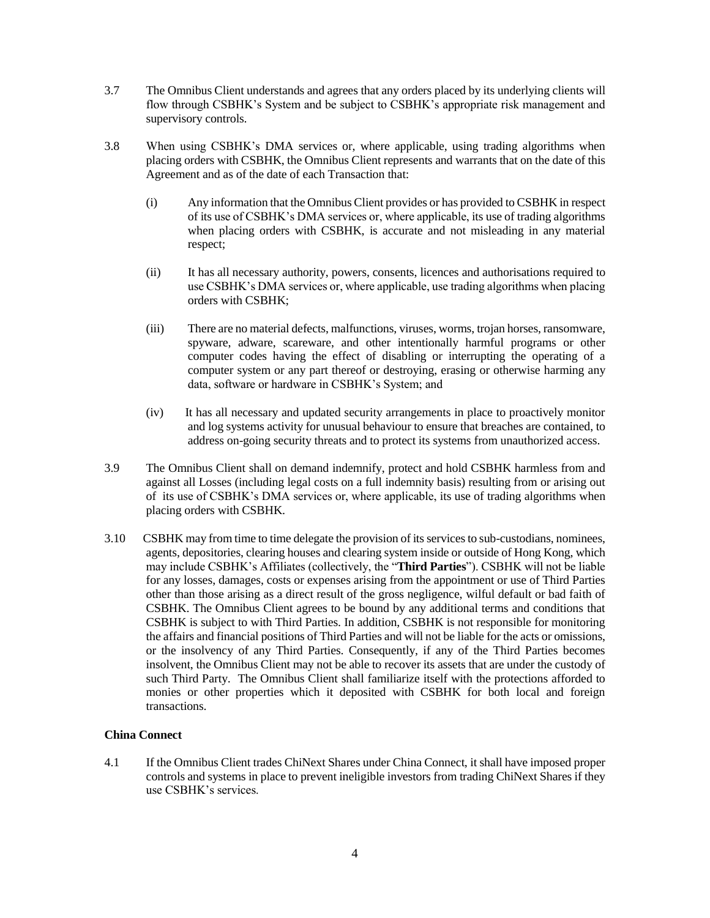3.7 The Omnibus Client understands and agrees that any orders placed by its underlying clients will flow through CSBHK's System and be subject to CSBHK's appropriate risk management and supervisory controls.

3.8 When using CSBHK's DMA services or, where applicable, using trading algorithms when placing orders with CSBHK, the Omnibus Client represents and warrants that on the date of this Agreement and as of the date of each Transaction that:

(i) Any information that the Omnibus Client provides or has provided to CSBHK in respect of its use of CSBHK's DMA services or, where applicable, its use of trading algorithms when placing orders with CSBHK, is accurate and not misleading in any material respect;

(ii) It has all necessary authority, powers, consents, licences and authorisations required to use CSBHK's DMA services or, where applicable, use trading algorithms when placing orders with CSBHK;

(iii) There are no material defects, malfunctions, viruses, worms, trojan horses, ransomware, spyware, adware, scareware, and other intentionally harmful programs or other computer codes having the effect of disabling or interrupting the operating of a computer system or any part thereof or destroying, erasing or otherwise harming any data, software or hardware in CSBHK's System; and

(iv) It has all necessary and updated security arrangements in place to proactively monitor and log systems activity for unusual behaviour to ensure that breaches are contained, to address on-going security threats and to protect its systems from unauthorized access.

3.9 The Omnibus Client shall on demand indemnify, protect and hold CSBHK harmless from and against all Losses (including legal costs on a full indemnity basis) resulting from or arising out of its use of CSBHK's DMA services or, where applicable, its use of trading algorithms when placing orders with CSBHK.

3.10 CSBHK may from time to time delegate the provision of its services to sub-custodians, nominees, agents, depositories, clearing houses and clearing system inside or outside of Hong Kong, which may include CSBHK's Affiliates (collectively, the "**Third Parties**"). CSBHK will not be liable for any losses, damages, costs or expenses arising from the appointment or use of Third Parties other than those arising as a direct result of the gross negligence, wilful default or bad faith of CSBHK. The Omnibus Client agrees to be bound by any additional terms and conditions that CSBHK is subject to with Third Parties. In addition, CSBHK is not responsible for monitoring the affairs and financial positions of Third Parties and will not be liable for the acts or omissions, or the insolvency of any Third Parties. Consequently, if any of the Third Parties becomes insolvent, the Omnibus Client may not be able to recover its assets that are under the custody of such Third Party. The Omnibus Client shall familiarize itself with the protections afforded to monies or other properties which it deposited with CSBHK for both local and foreign transactions.

**China Connect**

4.1 If the Omnibus Client trades ChiNext Shares under China Connect, it shall have imposed proper controls and systems in place to prevent ineligible investors from trading ChiNext Shares if they use CSBHK's services.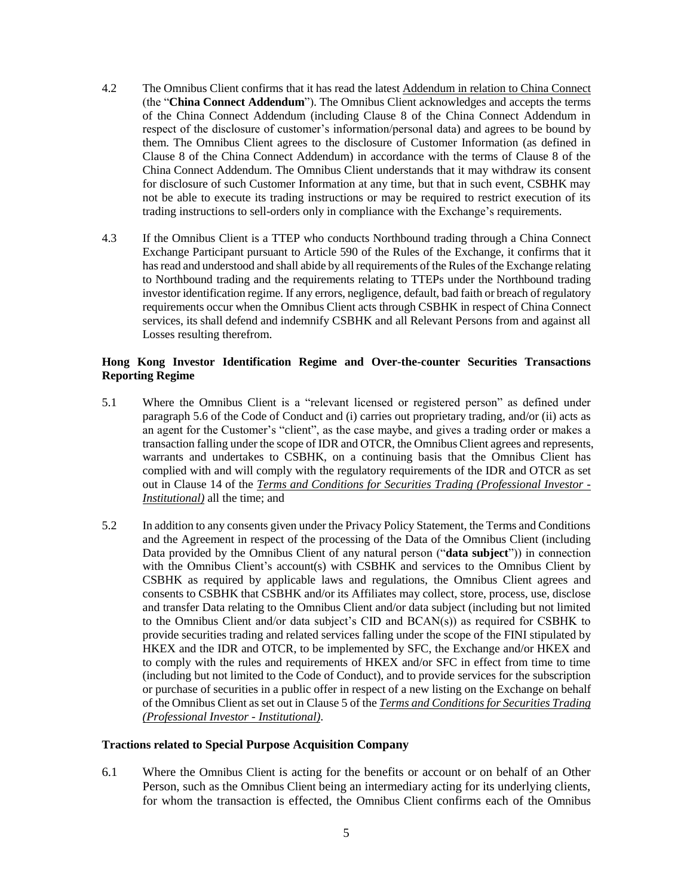4.2 The Omnibus Client confirms that it has read the latest Addendum in relation to China Connect (the "**China Connect Addendum**"). The Omnibus Client acknowledges and accepts the terms of the China Connect Addendum (including Clause 8 of the China Connect Addendum in respect of the disclosure of customer's information/personal data) and agrees to be bound by them. The Omnibus Client agrees to the disclosure of Customer Information (as defined in Clause 8 of the China Connect Addendum) in accordance with the terms of Clause 8 of the China Connect Addendum. The Omnibus Client understands that it may withdraw its consent for disclosure of such Customer Information at any time, but that in such event, CSBHK may not be able to execute its trading instructions or may be required to restrict execution of its trading instructions to sell-orders only in compliance with the Exchange's requirements.

4.3 If the Omnibus Client is a TTEP who conducts Northbound trading through a China Connect Exchange Participant pursuant to Article 590 of the Rules of the Exchange, it confirms that it has read and understood and shall abide by all requirements of the Rules of the Exchange relating to Northbound trading and the requirements relating to TTEPs under the Northbound trading investor identification regime. If any errors, negligence, default, bad faith or breach of regulatory requirements occur when the Omnibus Client acts through CSBHK in respect of China Connect services, its shall defend and indemnify CSBHK and all Relevant Persons from and against all Losses resulting therefrom.

**Hong Kong Investor Identification Regime and Over-the-counter Securities Transactions Reporting Regime**

5.1 Where the Omnibus Client is a "relevant licensed or registered person" as defined under paragraph 5.6 of the Code of Conduct and (i) carries out proprietary trading, and/or (ii) acts as an agent for the Customer's "client", as the case maybe, and gives a trading order or makes a transaction falling under the scope of IDR and OTCR, the Omnibus Client agrees and represents, warrants and undertakes to CSBHK, on a continuing basis that the Omnibus Client has complied with and will comply with the regulatory requirements of the IDR and OTCR as set out in Clause 14 of the ***Terms and Conditions for Securities Trading (Professional Investor - Institutional)*** all the time; and

5.2 In addition to any consents given under the Privacy Policy Statement, the Terms and Conditions and the Agreement in respect of the processing of the Data of the Omnibus Client (including Data provided by the Omnibus Client of any natural person ("**data subject**")) in connection with the Omnibus Client's account(s) with CSBHK and services to the Omnibus Client by CSBHK as required by applicable laws and regulations, the Omnibus Client agrees and consents to CSBHK that CSBHK and/or its Affiliates may collect, store, process, use, disclose and transfer Data relating to the Omnibus Client and/or data subject (including but not limited to the Omnibus Client and/or data subject's CID and BCAN(s)) as required for CSBHK to provide securities trading and related services falling under the scope of the FINI stipulated by HKEX and the IDR and OTCR, to be implemented by SFC, the Exchange and/or HKEX and to comply with the rules and requirements of HKEX and/or SFC in effect from time to time (including but not limited to the Code of Conduct), and to provide services for the subscription or purchase of securities in a public offer in respect of a new listing on the Exchange on behalf of the Omnibus Client as set out in Clause 5 of the ***Terms and Conditions for Securities Trading (Professional Investor - Institutional)***.

**Tractions related to Special Purpose Acquisition Company**

6.1 Where the Omnibus Client is acting for the benefits or account or on behalf of an Other Person, such as the Omnibus Client being an intermediary acting for its underlying clients, for whom the transaction is effected, the Omnibus Client confirms each of the Omnibus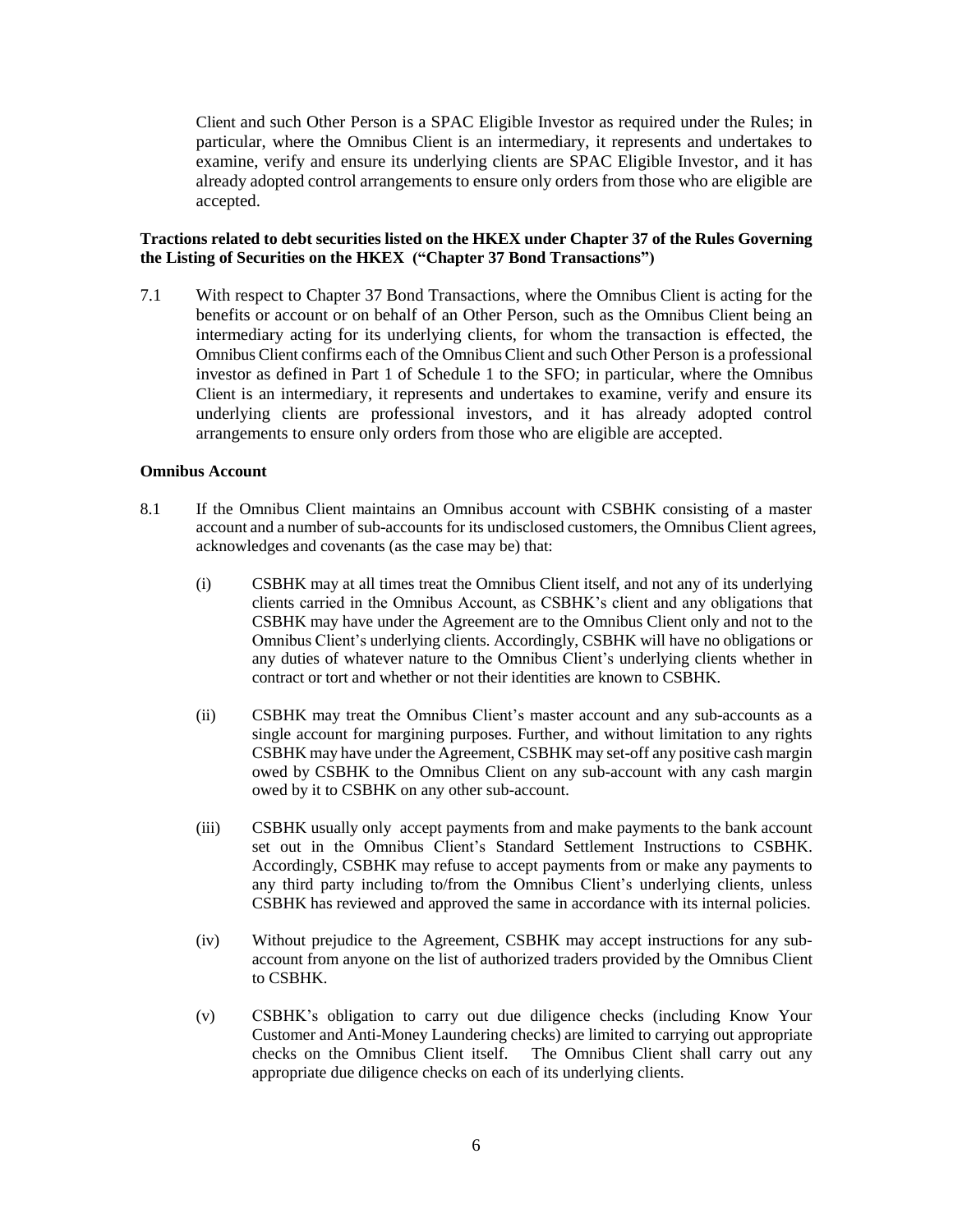Client and such Other Person is a SPAC Eligible Investor as required under the Rules; in particular, where the Omnibus Client is an intermediary, it represents and undertakes to examine, verify and ensure its underlying clients are SPAC Eligible Investor, and it has already adopted control arrangements to ensure only orders from those who are eligible are accepted.

**Tractions related to debt securities listed on the HKEX under Chapter 37 of the Rules Governing the Listing of Securities on the HKEX ("Chapter 37 Bond Transactions")**

7.1 With respect to Chapter 37 Bond Transactions, where the Omnibus Client is acting for the benefits or account or on behalf of an Other Person, such as the Omnibus Client being an intermediary acting for its underlying clients, for whom the transaction is effected, the Omnibus Client confirms each of the Omnibus Client and such Other Person is a professional investor as defined in Part 1 of Schedule 1 to the SFO; in particular, where the Omnibus Client is an intermediary, it represents and undertakes to examine, verify and ensure its underlying clients are professional investors, and it has already adopted control arrangements to ensure only orders from those who are eligible are accepted.

**Omnibus Account**

8.1 If the Omnibus Client maintains an Omnibus account with CSBHK consisting of a master account and a number of sub-accounts for its undisclosed customers, the Omnibus Client agrees, acknowledges and covenants (as the case may be) that:

(i) CSBHK may at all times treat the Omnibus Client itself, and not any of its underlying clients carried in the Omnibus Account, as CSBHK's client and any obligations that CSBHK may have under the Agreement are to the Omnibus Client only and not to the Omnibus Client's underlying clients. Accordingly, CSBHK will have no obligations or any duties of whatever nature to the Omnibus Client's underlying clients whether in contract or tort and whether or not their identities are known to CSBHK.

(ii) CSBHK may treat the Omnibus Client's master account and any sub-accounts as a single account for margining purposes. Further, and without limitation to any rights CSBHK may have under the Agreement, CSBHK may set-off any positive cash margin owed by CSBHK to the Omnibus Client on any sub-account with any cash margin owed by it to CSBHK on any other sub-account.

(iii) CSBHK usually only accept payments from and make payments to the bank account set out in the Omnibus Client's Standard Settlement Instructions to CSBHK. Accordingly, CSBHK may refuse to accept payments from or make any payments to any third party including to/from the Omnibus Client's underlying clients, unless CSBHK has reviewed and approved the same in accordance with its internal policies.

(iv) Without prejudice to the Agreement, CSBHK may accept instructions for any sub-account from anyone on the list of authorized traders provided by the Omnibus Client to CSBHK.

(v) CSBHK's obligation to carry out due diligence checks (including Know Your Customer and Anti-Money Laundering checks) are limited to carrying out appropriate checks on the Omnibus Client itself. The Omnibus Client shall carry out any appropriate due diligence checks on each of its underlying clients.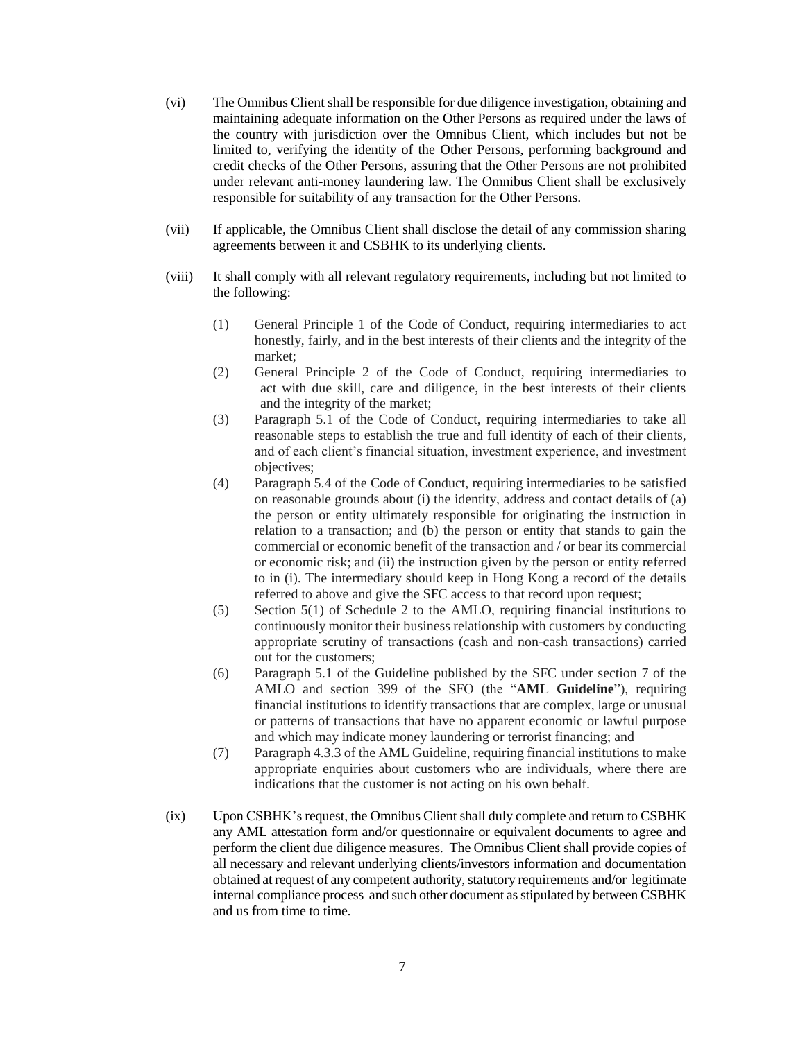(vi) The Omnibus Client shall be responsible for due diligence investigation, obtaining and maintaining adequate information on the Other Persons as required under the laws of the country with jurisdiction over the Omnibus Client, which includes but not be limited to, verifying the identity of the Other Persons, performing background and credit checks of the Other Persons, assuring that the Other Persons are not prohibited under relevant anti-money laundering law. The Omnibus Client shall be exclusively responsible for suitability of any transaction for the Other Persons.

(vii) If applicable, the Omnibus Client shall disclose the detail of any commission sharing agreements between it and CSBHK to its underlying clients.

(viii) It shall comply with all relevant regulatory requirements, including but not limited to the following:

(1) General Principle 1 of the Code of Conduct, requiring intermediaries to act honestly, fairly, and in the best interests of their clients and the integrity of the market;

(2) General Principle 2 of the Code of Conduct, requiring intermediaries to act with due skill, care and diligence, in the best interests of their clients and the integrity of the market;

(3) Paragraph 5.1 of the Code of Conduct, requiring intermediaries to take all reasonable steps to establish the true and full identity of each of their clients, and of each client's financial situation, investment experience, and investment objectives;

(4) Paragraph 5.4 of the Code of Conduct, requiring intermediaries to be satisfied on reasonable grounds about (i) the identity, address and contact details of (a) the person or entity ultimately responsible for originating the instruction in relation to a transaction; and (b) the person or entity that stands to gain the commercial or economic benefit of the transaction and / or bear its commercial or economic risk; and (ii) the instruction given by the person or entity referred to in (i). The intermediary should keep in Hong Kong a record of the details referred to above and give the SFC access to that record upon request;

(5) Section 5(1) of Schedule 2 to the AMLO, requiring financial institutions to continuously monitor their business relationship with customers by conducting appropriate scrutiny of transactions (cash and non-cash transactions) carried out for the customers;

(6) Paragraph 5.1 of the Guideline published by the SFC under section 7 of the AMLO and section 399 of the SFO (the "**AML Guideline**"), requiring financial institutions to identify transactions that are complex, large or unusual or patterns of transactions that have no apparent economic or lawful purpose and which may indicate money laundering or terrorist financing; and

(7) Paragraph 4.3.3 of the AML Guideline, requiring financial institutions to make appropriate enquiries about customers who are individuals, where there are indications that the customer is not acting on his own behalf.

(ix) Upon CSBHK's request, the Omnibus Client shall duly complete and return to CSBHK any AML attestation form and/or questionnaire or equivalent documents to agree and perform the client due diligence measures. The Omnibus Client shall provide copies of all necessary and relevant underlying clients/investors information and documentation obtained at request of any competent authority, statutory requirements and/or legitimate internal compliance process and such other document as stipulated by between CSBHK and us from time to time.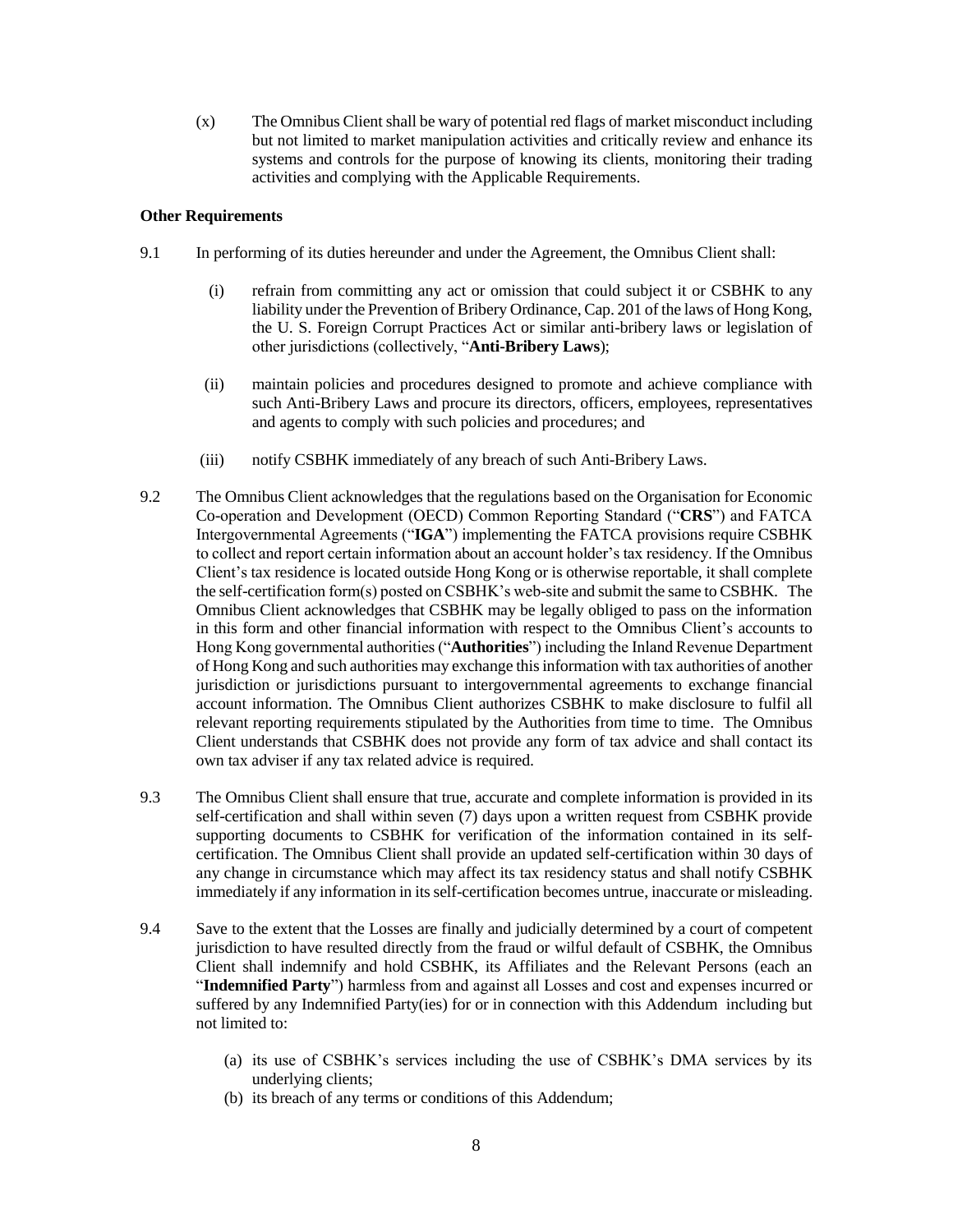(x) The Omnibus Client shall be wary of potential red flags of market misconduct including but not limited to market manipulation activities and critically review and enhance its systems and controls for the purpose of knowing its clients, monitoring their trading activities and complying with the Applicable Requirements.

**Other Requirements**

9.1 In performing of its duties hereunder and under the Agreement, the Omnibus Client shall:

(i) refrain from committing any act or omission that could subject it or CSBHK to any liability under the Prevention of Bribery Ordinance, Cap. 201 of the laws of Hong Kong, the U. S. Foreign Corrupt Practices Act or similar anti-bribery laws or legislation of other jurisdictions (collectively, "**Anti-Bribery Laws**");

(ii) maintain policies and procedures designed to promote and achieve compliance with such Anti-Bribery Laws and procure its directors, officers, employees, representatives and agents to comply with such policies and procedures; and

(iii) notify CSBHK immediately of any breach of such Anti-Bribery Laws.

9.2 The Omnibus Client acknowledges that the regulations based on the Organisation for Economic Co-operation and Development (OECD) Common Reporting Standard ("**CRS**") and FATCA Intergovernmental Agreements ("**IGA**") implementing the FATCA provisions require CSBHK to collect and report certain information about an account holder's tax residency. If the Omnibus Client's tax residence is located outside Hong Kong or is otherwise reportable, it shall complete the self-certification form(s) posted on CSBHK's web-site and submit the same to CSBHK. The Omnibus Client acknowledges that CSBHK may be legally obliged to pass on the information in this form and other financial information with respect to the Omnibus Client's accounts to Hong Kong governmental authorities ("**Authorities**") including the Inland Revenue Department of Hong Kong and such authorities may exchange this information with tax authorities of another jurisdiction or jurisdictions pursuant to intergovernmental agreements to exchange financial account information. The Omnibus Client authorizes CSBHK to make disclosure to fulfil all relevant reporting requirements stipulated by the Authorities from time to time. The Omnibus Client understands that CSBHK does not provide any form of tax advice and shall contact its own tax adviser if any tax related advice is required.

9.3 The Omnibus Client shall ensure that true, accurate and complete information is provided in its self-certification and shall within seven (7) days upon a written request from CSBHK provide supporting documents to CSBHK for verification of the information contained in its self-certification. The Omnibus Client shall provide an updated self-certification within 30 days of any change in circumstance which may affect its tax residency status and shall notify CSBHK immediately if any information in its self-certification becomes untrue, inaccurate or misleading.

9.4 Save to the extent that the Losses are finally and judicially determined by a court of competent jurisdiction to have resulted directly from the fraud or wilful default of CSBHK, the Omnibus Client shall indemnify and hold CSBHK, its Affiliates and the Relevant Persons (each an "**Indemnified Party**") harmless from and against all Losses and cost and expenses incurred or suffered by any Indemnified Party(ies) for or in connection with this Addendum including but not limited to:

(a) its use of CSBHK's services including the use of CSBHK's DMA services by its underlying clients;
(b) its breach of any terms or conditions of this Addendum;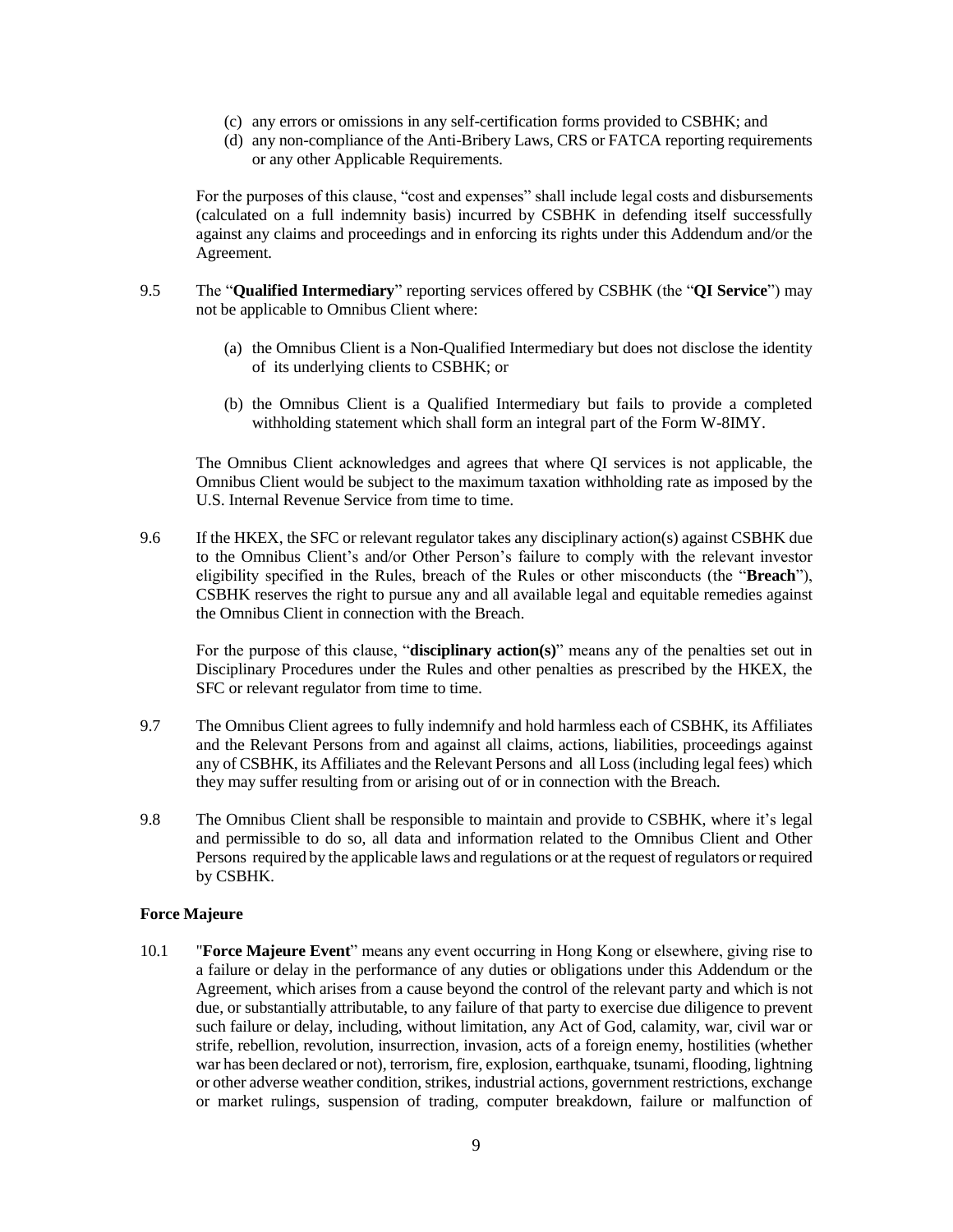(c) any errors or omissions in any self-certification forms provided to CSBHK; and
(d) any non-compliance of the Anti-Bribery Laws, CRS or FATCA reporting requirements or any other Applicable Requirements.

For the purposes of this clause, "cost and expenses" shall include legal costs and disbursements (calculated on a full indemnity basis) incurred by CSBHK in defending itself successfully against any claims and proceedings and in enforcing its rights under this Addendum and/or the Agreement.

9.5 The "**Qualified Intermediary**" reporting services offered by CSBHK (the "**QI Service**") may not be applicable to Omnibus Client where:

(a) the Omnibus Client is a Non-Qualified Intermediary but does not disclose the identity of its underlying clients to CSBHK; or

(b) the Omnibus Client is a Qualified Intermediary but fails to provide a completed withholding statement which shall form an integral part of the Form W-8IMY.

The Omnibus Client acknowledges and agrees that where QI services is not applicable, the Omnibus Client would be subject to the maximum taxation withholding rate as imposed by the U.S. Internal Revenue Service from time to time.

9.6 If the HKEX, the SFC or relevant regulator takes any disciplinary action(s) against CSBHK due to the Omnibus Client's and/or Other Person's failure to comply with the relevant investor eligibility specified in the Rules, breach of the Rules or other misconducts (the "**Breach**"), CSBHK reserves the right to pursue any and all available legal and equitable remedies against the Omnibus Client in connection with the Breach.

For the purpose of this clause, "**disciplinary action(s)**" means any of the penalties set out in Disciplinary Procedures under the Rules and other penalties as prescribed by the HKEX, the SFC or relevant regulator from time to time.

9.7 The Omnibus Client agrees to fully indemnify and hold harmless each of CSBHK, its Affiliates and the Relevant Persons from and against all claims, actions, liabilities, proceedings against any of CSBHK, its Affiliates and the Relevant Persons and all Loss (including legal fees) which they may suffer resulting from or arising out of or in connection with the Breach.

9.8 The Omnibus Client shall be responsible to maintain and provide to CSBHK, where it's legal and permissible to do so, all data and information related to the Omnibus Client and Other Persons required by the applicable laws and regulations or at the request of regulators or required by CSBHK.

**Force Majeure**

10.1 "**Force Majeure Event**" means any event occurring in Hong Kong or elsewhere, giving rise to a failure or delay in the performance of any duties or obligations under this Addendum or the Agreement, which arises from a cause beyond the control of the relevant party and which is not due, or substantially attributable, to any failure of that party to exercise due diligence to prevent such failure or delay, including, without limitation, any Act of God, calamity, war, civil war or strife, rebellion, revolution, insurrection, invasion, acts of a foreign enemy, hostilities (whether war has been declared or not), terrorism, fire, explosion, earthquake, tsunami, flooding, lightning or other adverse weather condition, strikes, industrial actions, government restrictions, exchange or market rulings, suspension of trading, computer breakdown, failure or malfunction of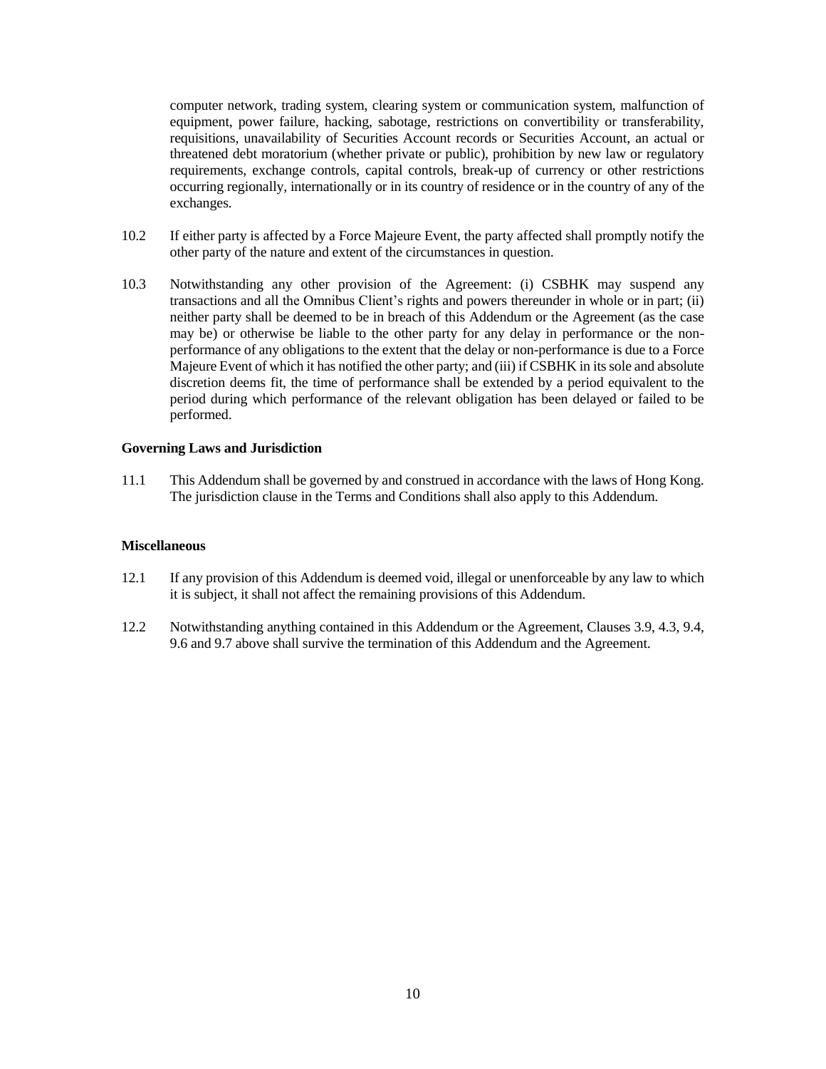computer network, trading system, clearing system or communication system, malfunction of equipment, power failure, hacking, sabotage, restrictions on convertibility or transferability, requisitions, unavailability of Securities Account records or Securities Account, an actual or threatened debt moratorium (whether private or public), prohibition by new law or regulatory requirements, exchange controls, capital controls, break-up of currency or other restrictions occurring regionally, internationally or in its country of residence or in the country of any of the exchanges.

10.2 If either party is affected by a Force Majeure Event, the party affected shall promptly notify the other party of the nature and extent of the circumstances in question.

10.3 Notwithstanding any other provision of the Agreement: (i) CSBHK may suspend any transactions and all the Omnibus Client's rights and powers thereunder in whole or in part; (ii) neither party shall be deemed to be in breach of this Addendum or the Agreement (as the case may be) or otherwise be liable to the other party for any delay in performance or the non-performance of any obligations to the extent that the delay or non-performance is due to a Force Majeure Event of which it has notified the other party; and (iii) if CSBHK in its sole and absolute discretion deems fit, the time of performance shall be extended by a period equivalent to the period during which performance of the relevant obligation has been delayed or failed to be performed.

**Governing Laws and Jurisdiction**

11.1 This Addendum shall be governed by and construed in accordance with the laws of Hong Kong. The jurisdiction clause in the Terms and Conditions shall also apply to this Addendum.

**Miscellaneous**

12.1 If any provision of this Addendum is deemed void, illegal or unenforceable by any law to which it is subject, it shall not affect the remaining provisions of this Addendum.

12.2 Notwithstanding anything contained in this Addendum or the Agreement, Clauses 3.9, 4.3, 9.4, 9.6 and 9.7 above shall survive the termination of this Addendum and the Agreement.